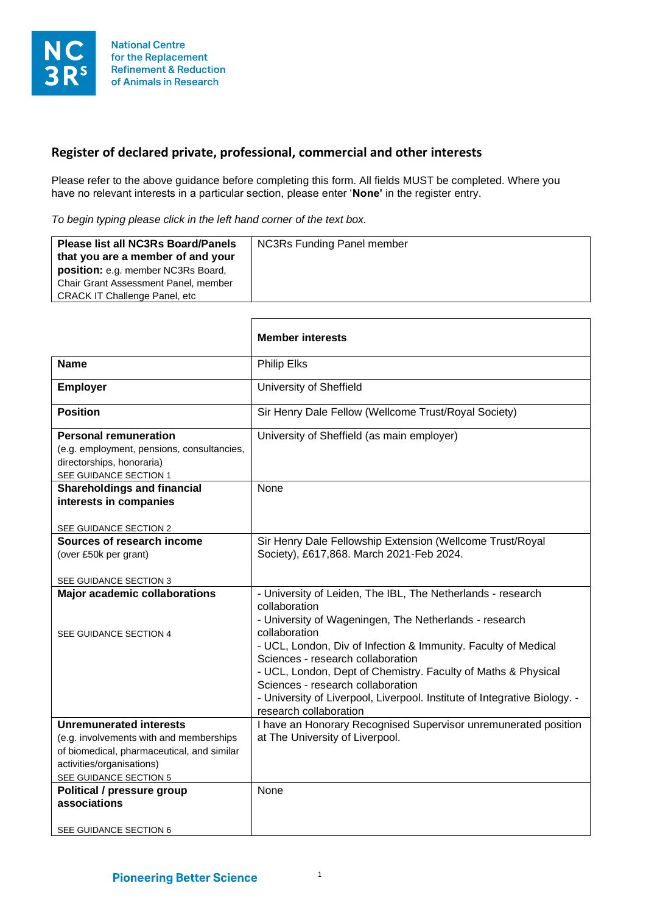National Centre for the Replacement Refinement & Reduction of Animals in Research

## Register of declared private, professional, commercial and other interests

Please refer to the above guidance before completing this form. All fields MUST be completed. Where you have no relevant interests in a particular section, please enter '**None**' in the register entry.

*To begin typing please click in the left hand corner of the text box.*

| **Please list all NC3Rs Board/Panels that you are a member of and your position:** e.g. member NC3Rs Board, Chair Grant Assessment Panel, member CRACK IT Challenge Panel, etc | NC3Rs Funding Panel member |
|---|---|

| | **Member interests** |
|---|---|
| **Name** | Philip Elks |
| **Employer** | University of Sheffield |
| **Position** | Sir Henry Dale Fellow (Wellcome Trust/Royal Society) |
| **Personal remuneration** (e.g. employment, pensions, consultancies, directorships, honoraria) SEE GUIDANCE SECTION 1 | University of Sheffield (as main employer) |
| **Shareholdings and financial interests in companies** SEE GUIDANCE SECTION 2 | None |
| **Sources of research income** (over £50k per grant) SEE GUIDANCE SECTION 3 | Sir Henry Dale Fellowship Extension (Wellcome Trust/Royal Society), £617,868. March 2021-Feb 2024. |
| **Major academic collaborations** SEE GUIDANCE SECTION 4 | - University of Leiden, The IBL, The Netherlands - research collaboration<br>- University of Wageningen, The Netherlands - research collaboration<br>- UCL, London, Div of Infection & Immunity. Faculty of Medical Sciences - research collaboration<br>- UCL, London, Dept of Chemistry. Faculty of Maths & Physical Sciences - research collaboration<br>- University of Liverpool, Liverpool. Institute of Integrative Biology. - research collaboration |
| **Unremunerated interests** (e.g. involvements with and memberships of biomedical, pharmaceutical, and similar activities/organisations) SEE GUIDANCE SECTION 5 | I have an Honorary Recognised Supervisor unremunerated position at The University of Liverpool. |
| **Political / pressure group associations** SEE GUIDANCE SECTION 6 | None |

Pioneering Better Science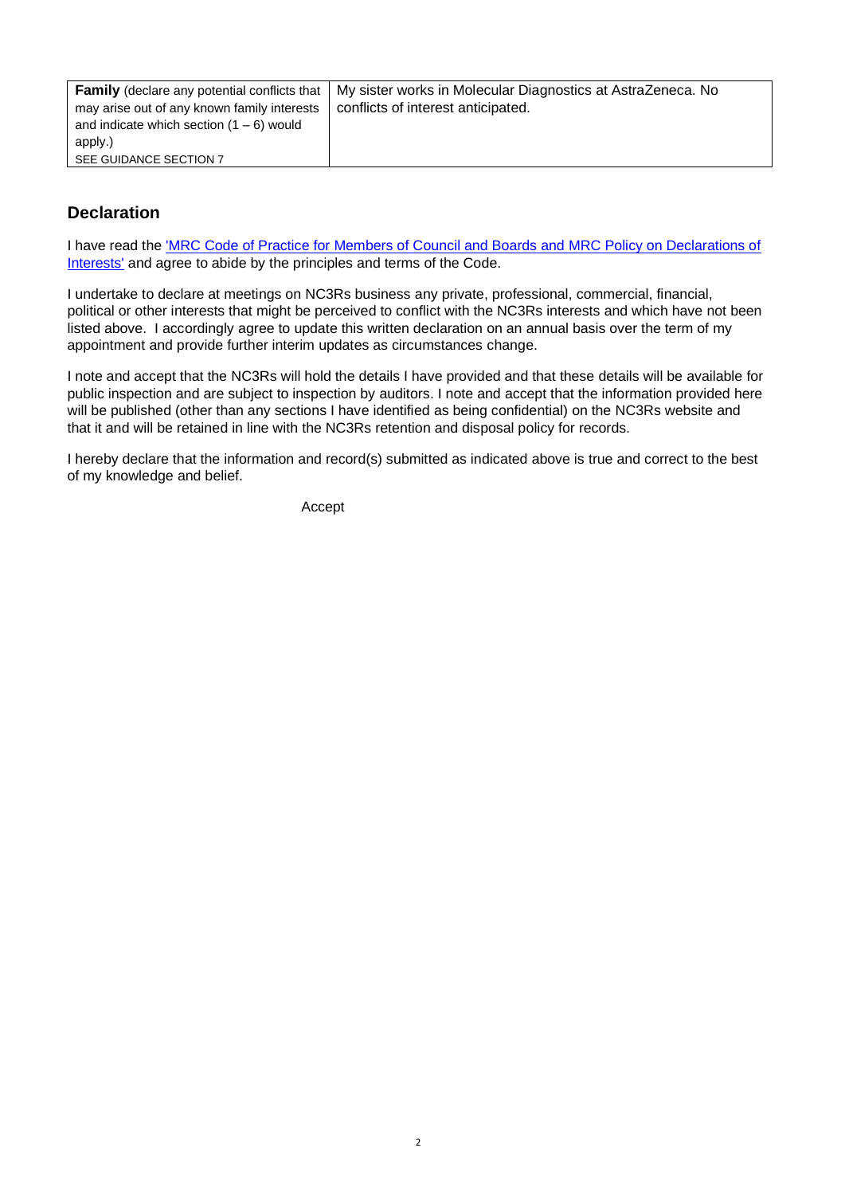| | |
|---|---|
| **Family** (declare any potential conflicts that may arise out of any known family interests and indicate which section (1 – 6) would apply.) SEE GUIDANCE SECTION 7 | My sister works in Molecular Diagnostics at AstraZeneca. No conflicts of interest anticipated. |

## Declaration

I have read the ['MRC Code of Practice for Members of Council and Boards and MRC Policy on Declarations of Interests'] and agree to abide by the principles and terms of the Code.

I undertake to declare at meetings on NC3Rs business any private, professional, commercial, financial, political or other interests that might be perceived to conflict with the NC3Rs interests and which have not been listed above. I accordingly agree to update this written declaration on an annual basis over the term of my appointment and provide further interim updates as circumstances change.

I note and accept that the NC3Rs will hold the details I have provided and that these details will be available for public inspection and are subject to inspection by auditors. I note and accept that the information provided here will be published (other than any sections I have identified as being confidential) on the NC3Rs website and that it and will be retained in line with the NC3Rs retention and disposal policy for records.

I hereby declare that the information and record(s) submitted as indicated above is true and correct to the best of my knowledge and belief.

Accept